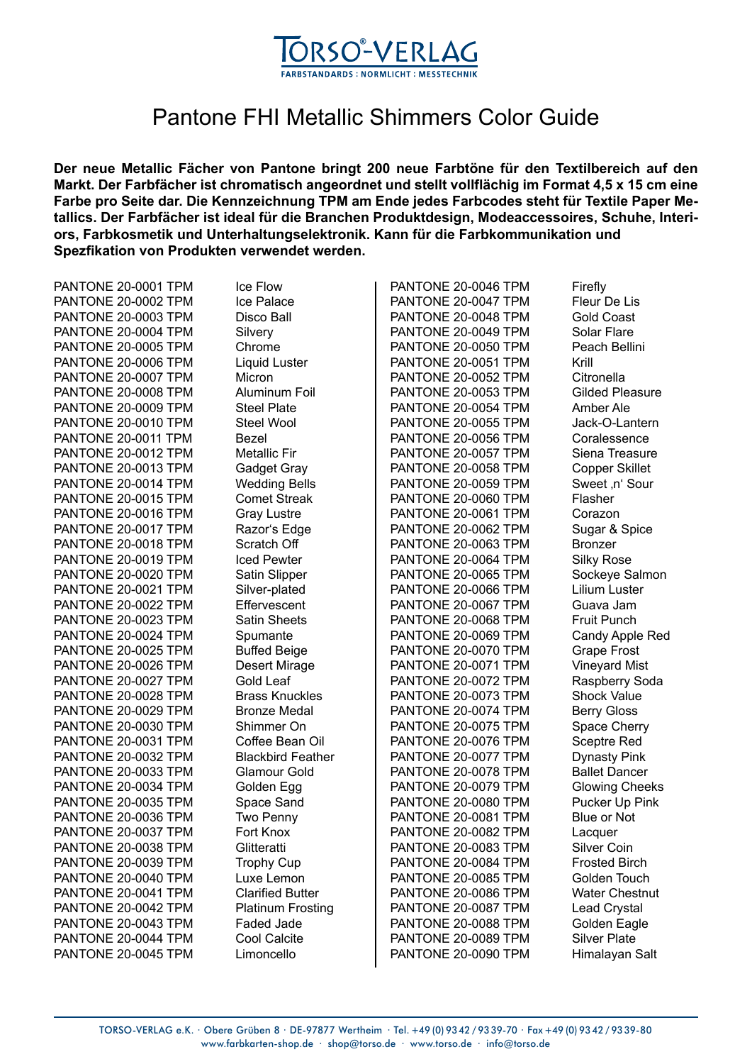# TORSO®-VERLAG

FARBSTANDARDS : NORMLICHT : MESSTECHNIK

# Pantone FHI Metallic Shimmers Color Guide

**Der neue Metallic Fächer von Pantone bringt 200 neue Farbtöne für den Textilbereich auf den Markt. Der Farbfächer ist chromatisch angeordnet und stellt vollflächig im Format 4,5 x 15 cm eine Farbe pro Seite dar. Die Kennzeichnung TPM am Ende jedes Farbcodes steht für Textile Paper Metallics. Der Farbfächer ist ideal für die Branchen Produktdesign, Modeaccessoires, Schuhe, Interiors, Farbkosmetik und Unterhaltungselektronik. Kann für die Farbkommunikation und Spezfikation von Produkten verwendet werden.**

| Code | Name |
|---|---|
| PANTONE 20-0001 TPM | Ice Flow |
| PANTONE 20-0002 TPM | Ice Palace |
| PANTONE 20-0003 TPM | Disco Ball |
| PANTONE 20-0004 TPM | Silvery |
| PANTONE 20-0005 TPM | Chrome |
| PANTONE 20-0006 TPM | Liquid Luster |
| PANTONE 20-0007 TPM | Micron |
| PANTONE 20-0008 TPM | Aluminum Foil |
| PANTONE 20-0009 TPM | Steel Plate |
| PANTONE 20-0010 TPM | Steel Wool |
| PANTONE 20-0011 TPM | Bezel |
| PANTONE 20-0012 TPM | Metallic Fir |
| PANTONE 20-0013 TPM | Gadget Gray |
| PANTONE 20-0014 TPM | Wedding Bells |
| PANTONE 20-0015 TPM | Comet Streak |
| PANTONE 20-0016 TPM | Gray Lustre |
| PANTONE 20-0017 TPM | Razor's Edge |
| PANTONE 20-0018 TPM | Scratch Off |
| PANTONE 20-0019 TPM | Iced Pewter |
| PANTONE 20-0020 TPM | Satin Slipper |
| PANTONE 20-0021 TPM | Silver-plated |
| PANTONE 20-0022 TPM | Effervescent |
| PANTONE 20-0023 TPM | Satin Sheets |
| PANTONE 20-0024 TPM | Spumante |
| PANTONE 20-0025 TPM | Buffed Beige |
| PANTONE 20-0026 TPM | Desert Mirage |
| PANTONE 20-0027 TPM | Gold Leaf |
| PANTONE 20-0028 TPM | Brass Knuckles |
| PANTONE 20-0029 TPM | Bronze Medal |
| PANTONE 20-0030 TPM | Shimmer On |
| PANTONE 20-0031 TPM | Coffee Bean Oil |
| PANTONE 20-0032 TPM | Blackbird Feather |
| PANTONE 20-0033 TPM | Glamour Gold |
| PANTONE 20-0034 TPM | Golden Egg |
| PANTONE 20-0035 TPM | Space Sand |
| PANTONE 20-0036 TPM | Two Penny |
| PANTONE 20-0037 TPM | Fort Knox |
| PANTONE 20-0038 TPM | Glitteratti |
| PANTONE 20-0039 TPM | Trophy Cup |
| PANTONE 20-0040 TPM | Luxe Lemon |
| PANTONE 20-0041 TPM | Clarified Butter |
| PANTONE 20-0042 TPM | Platinum Frosting |
| PANTONE 20-0043 TPM | Faded Jade |
| PANTONE 20-0044 TPM | Cool Calcite |
| PANTONE 20-0045 TPM | Limoncello |
| PANTONE 20-0046 TPM | Firefly |
| PANTONE 20-0047 TPM | Fleur De Lis |
| PANTONE 20-0048 TPM | Gold Coast |
| PANTONE 20-0049 TPM | Solar Flare |
| PANTONE 20-0050 TPM | Peach Bellini |
| PANTONE 20-0051 TPM | Krill |
| PANTONE 20-0052 TPM | Citronella |
| PANTONE 20-0053 TPM | Gilded Pleasure |
| PANTONE 20-0054 TPM | Amber Ale |
| PANTONE 20-0055 TPM | Jack-O-Lantern |
| PANTONE 20-0056 TPM | Coralessence |
| PANTONE 20-0057 TPM | Siena Treasure |
| PANTONE 20-0058 TPM | Copper Skillet |
| PANTONE 20-0059 TPM | Sweet ‚n' Sour |
| PANTONE 20-0060 TPM | Flasher |
| PANTONE 20-0061 TPM | Corazon |
| PANTONE 20-0062 TPM | Sugar & Spice |
| PANTONE 20-0063 TPM | Bronzer |
| PANTONE 20-0064 TPM | Silky Rose |
| PANTONE 20-0065 TPM | Sockeye Salmon |
| PANTONE 20-0066 TPM | Lilium Luster |
| PANTONE 20-0067 TPM | Guava Jam |
| PANTONE 20-0068 TPM | Fruit Punch |
| PANTONE 20-0069 TPM | Candy Apple Red |
| PANTONE 20-0070 TPM | Grape Frost |
| PANTONE 20-0071 TPM | Vineyard Mist |
| PANTONE 20-0072 TPM | Raspberry Soda |
| PANTONE 20-0073 TPM | Shock Value |
| PANTONE 20-0074 TPM | Berry Gloss |
| PANTONE 20-0075 TPM | Space Cherry |
| PANTONE 20-0076 TPM | Sceptre Red |
| PANTONE 20-0077 TPM | Dynasty Pink |
| PANTONE 20-0078 TPM | Ballet Dancer |
| PANTONE 20-0079 TPM | Glowing Cheeks |
| PANTONE 20-0080 TPM | Pucker Up Pink |
| PANTONE 20-0081 TPM | Blue or Not |
| PANTONE 20-0082 TPM | Lacquer |
| PANTONE 20-0083 TPM | Silver Coin |
| PANTONE 20-0084 TPM | Frosted Birch |
| PANTONE 20-0085 TPM | Golden Touch |
| PANTONE 20-0086 TPM | Water Chestnut |
| PANTONE 20-0087 TPM | Lead Crystal |
| PANTONE 20-0088 TPM | Golden Eagle |
| PANTONE 20-0089 TPM | Silver Plate |
| PANTONE 20-0090 TPM | Himalayan Salt |

TORSO-VERLAG e.K. · Obere Grüben 8 · DE-97877 Wertheim · Tel. +49 (0) 93 42 / 93 39-70 · Fax +49 (0) 93 42 / 93 39-80
www.farbkarten-shop.de · shop@torso.de · www.torso.de · info@torso.de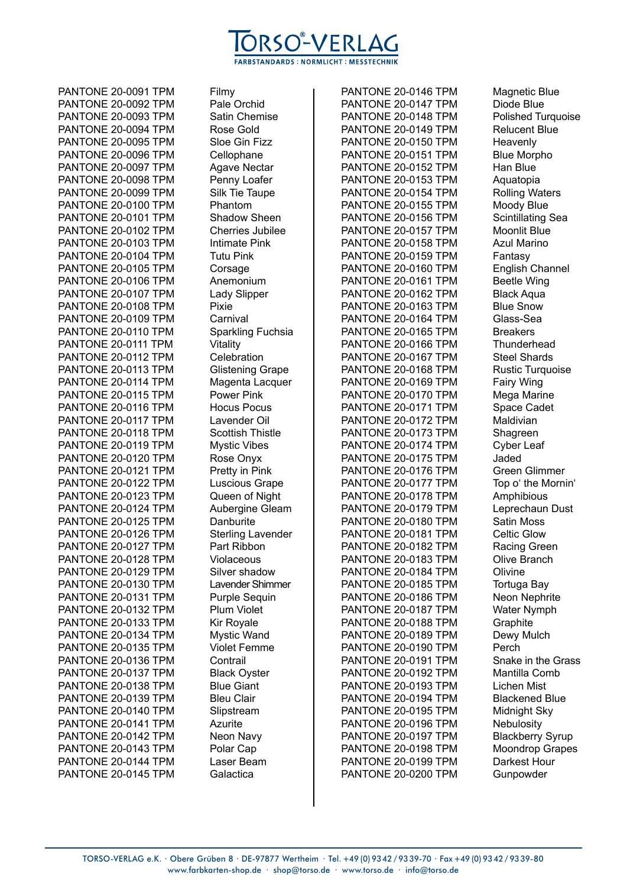| | |
|---|---|
| PANTONE 20-0091 TPM | Filmy |
| PANTONE 20-0092 TPM | Pale Orchid |
| PANTONE 20-0093 TPM | Satin Chemise |
| PANTONE 20-0094 TPM | Rose Gold |
| PANTONE 20-0095 TPM | Sloe Gin Fizz |
| PANTONE 20-0096 TPM | Cellophane |
| PANTONE 20-0097 TPM | Agave Nectar |
| PANTONE 20-0098 TPM | Penny Loafer |
| PANTONE 20-0099 TPM | Silk Tie Taupe |
| PANTONE 20-0100 TPM | Phantom |
| PANTONE 20-0101 TPM | Shadow Sheen |
| PANTONE 20-0102 TPM | Cherries Jubilee |
| PANTONE 20-0103 TPM | Intimate Pink |
| PANTONE 20-0104 TPM | Tutu Pink |
| PANTONE 20-0105 TPM | Corsage |
| PANTONE 20-0106 TPM | Anemonium |
| PANTONE 20-0107 TPM | Lady Slipper |
| PANTONE 20-0108 TPM | Pixie |
| PANTONE 20-0109 TPM | Carnival |
| PANTONE 20-0110 TPM | Sparkling Fuchsia |
| PANTONE 20-0111 TPM | Vitality |
| PANTONE 20-0112 TPM | Celebration |
| PANTONE 20-0113 TPM | Glistening Grape |
| PANTONE 20-0114 TPM | Magenta Lacquer |
| PANTONE 20-0115 TPM | Power Pink |
| PANTONE 20-0116 TPM | Hocus Pocus |
| PANTONE 20-0117 TPM | Lavender Oil |
| PANTONE 20-0118 TPM | Scottish Thistle |
| PANTONE 20-0119 TPM | Mystic Vibes |
| PANTONE 20-0120 TPM | Rose Onyx |
| PANTONE 20-0121 TPM | Pretty in Pink |
| PANTONE 20-0122 TPM | Luscious Grape |
| PANTONE 20-0123 TPM | Queen of Night |
| PANTONE 20-0124 TPM | Aubergine Gleam |
| PANTONE 20-0125 TPM | Danburite |
| PANTONE 20-0126 TPM | Sterling Lavender |
| PANTONE 20-0127 TPM | Part Ribbon |
| PANTONE 20-0128 TPM | Violaceous |
| PANTONE 20-0129 TPM | Silver shadow |
| PANTONE 20-0130 TPM | Lavender Shimmer |
| PANTONE 20-0131 TPM | Purple Sequin |
| PANTONE 20-0132 TPM | Plum Violet |
| PANTONE 20-0133 TPM | Kir Royale |
| PANTONE 20-0134 TPM | Mystic Wand |
| PANTONE 20-0135 TPM | Violet Femme |
| PANTONE 20-0136 TPM | Contrail |
| PANTONE 20-0137 TPM | Black Oyster |
| PANTONE 20-0138 TPM | Blue Giant |
| PANTONE 20-0139 TPM | Bleu Clair |
| PANTONE 20-0140 TPM | Slipstream |
| PANTONE 20-0141 TPM | Azurite |
| PANTONE 20-0142 TPM | Neon Navy |
| PANTONE 20-0143 TPM | Polar Cap |
| PANTONE 20-0144 TPM | Laser Beam |
| PANTONE 20-0145 TPM | Galactica |
| PANTONE 20-0146 TPM | Magnetic Blue |
| PANTONE 20-0147 TPM | Diode Blue |
| PANTONE 20-0148 TPM | Polished Turquoise |
| PANTONE 20-0149 TPM | Relucent Blue |
| PANTONE 20-0150 TPM | Heavenly |
| PANTONE 20-0151 TPM | Blue Morpho |
| PANTONE 20-0152 TPM | Han Blue |
| PANTONE 20-0153 TPM | Aquatopia |
| PANTONE 20-0154 TPM | Rolling Waters |
| PANTONE 20-0155 TPM | Moody Blue |
| PANTONE 20-0156 TPM | Scintillating Sea |
| PANTONE 20-0157 TPM | Moonlit Blue |
| PANTONE 20-0158 TPM | Azul Marino |
| PANTONE 20-0159 TPM | Fantasy |
| PANTONE 20-0160 TPM | English Channel |
| PANTONE 20-0161 TPM | Beetle Wing |
| PANTONE 20-0162 TPM | Black Aqua |
| PANTONE 20-0163 TPM | Blue Snow |
| PANTONE 20-0164 TPM | Glass-Sea |
| PANTONE 20-0165 TPM | Breakers |
| PANTONE 20-0166 TPM | Thunderhead |
| PANTONE 20-0167 TPM | Steel Shards |
| PANTONE 20-0168 TPM | Rustic Turquoise |
| PANTONE 20-0169 TPM | Fairy Wing |
| PANTONE 20-0170 TPM | Mega Marine |
| PANTONE 20-0171 TPM | Space Cadet |
| PANTONE 20-0172 TPM | Maldivian |
| PANTONE 20-0173 TPM | Shagreen |
| PANTONE 20-0174 TPM | Cyber Leaf |
| PANTONE 20-0175 TPM | Jaded |
| PANTONE 20-0176 TPM | Green Glimmer |
| PANTONE 20-0177 TPM | Top o‘ the Mornin‘ |
| PANTONE 20-0178 TPM | Amphibious |
| PANTONE 20-0179 TPM | Leprechaun Dust |
| PANTONE 20-0180 TPM | Satin Moss |
| PANTONE 20-0181 TPM | Celtic Glow |
| PANTONE 20-0182 TPM | Racing Green |
| PANTONE 20-0183 TPM | Olive Branch |
| PANTONE 20-0184 TPM | Olivine |
| PANTONE 20-0185 TPM | Tortuga Bay |
| PANTONE 20-0186 TPM | Neon Nephrite |
| PANTONE 20-0187 TPM | Water Nymph |
| PANTONE 20-0188 TPM | Graphite |
| PANTONE 20-0189 TPM | Dewy Mulch |
| PANTONE 20-0190 TPM | Perch |
| PANTONE 20-0191 TPM | Snake in the Grass |
| PANTONE 20-0192 TPM | Mantilla Comb |
| PANTONE 20-0193 TPM | Lichen Mist |
| PANTONE 20-0194 TPM | Blackened Blue |
| PANTONE 20-0195 TPM | Midnight Sky |
| PANTONE 20-0196 TPM | Nebulosity |
| PANTONE 20-0197 TPM | Blackberry Syrup |
| PANTONE 20-0198 TPM | Moondrop Grapes |
| PANTONE 20-0199 TPM | Darkest Hour |
| PANTONE 20-0200 TPM | Gunpowder |